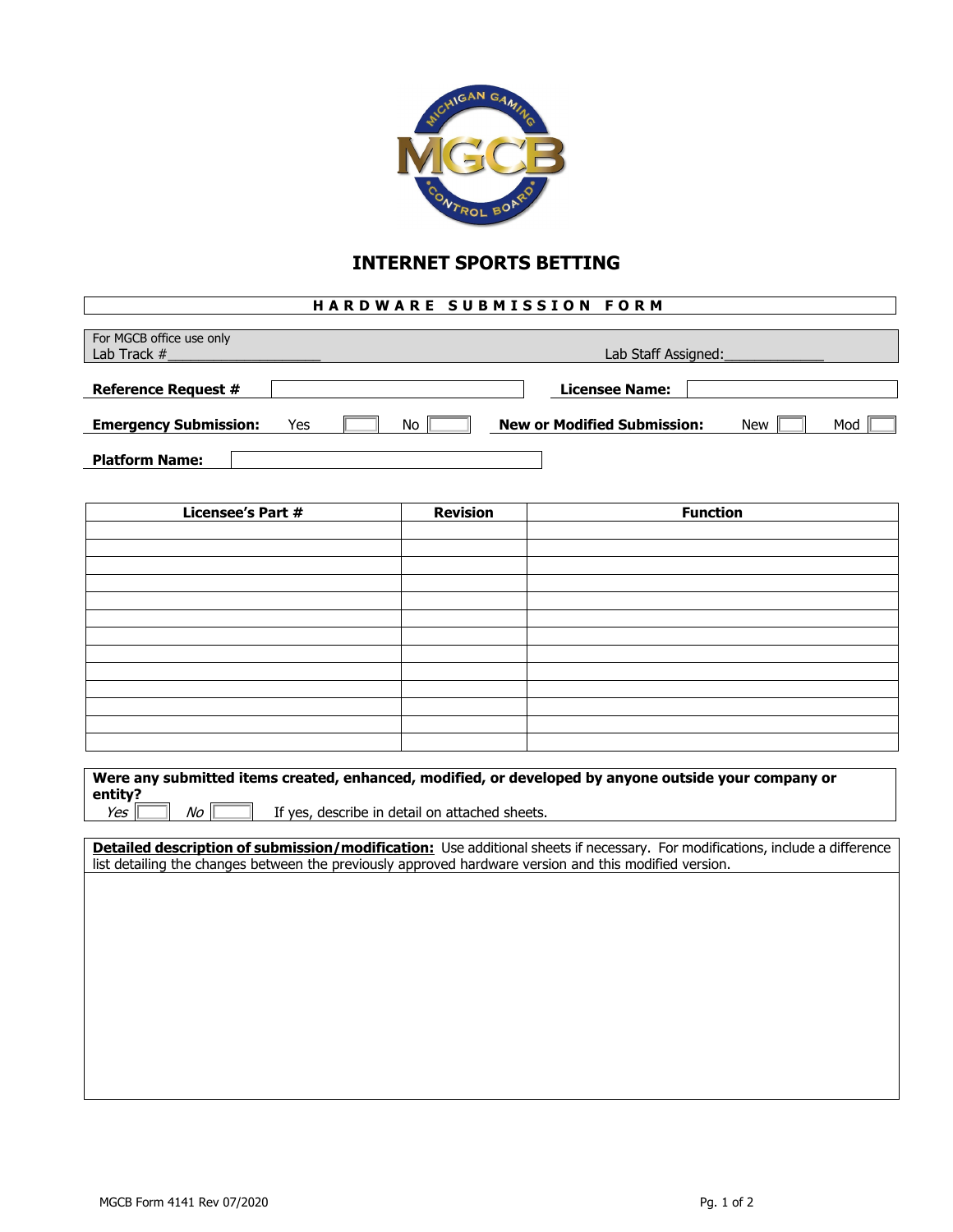# INTERNET SPORTS BETTING

## HARDWARE SUBMISSION FORM

For MGCB office use only
Lab Track #____________________ Lab Staff Assigned:_____________

**Reference Request #** ____________________ **Licensee Name:** ____________________

**Emergency Submission:** Yes ☐ No ☐ **New or Modified Submission:** New ☐ Mod ☐

**Platform Name:** ____________________

| Licensee's Part # | Revision | Function |
|---|---|---|
| | | |
| | | |
| | | |
| | | |
| | | |
| | | |
| | | |
| | | |
| | | |
| | | |
| | | |
| | | |
| | | |

**Were any submitted items created, enhanced, modified, or developed by anyone outside your company or entity?**
*Yes* ☐ *No* ☐ If yes, describe in detail on attached sheets.

**Detailed description of submission/modification:** Use additional sheets if necessary. For modifications, include a difference list detailing the changes between the previously approved hardware version and this modified version.

MGCB Form 4141 Rev 07/2020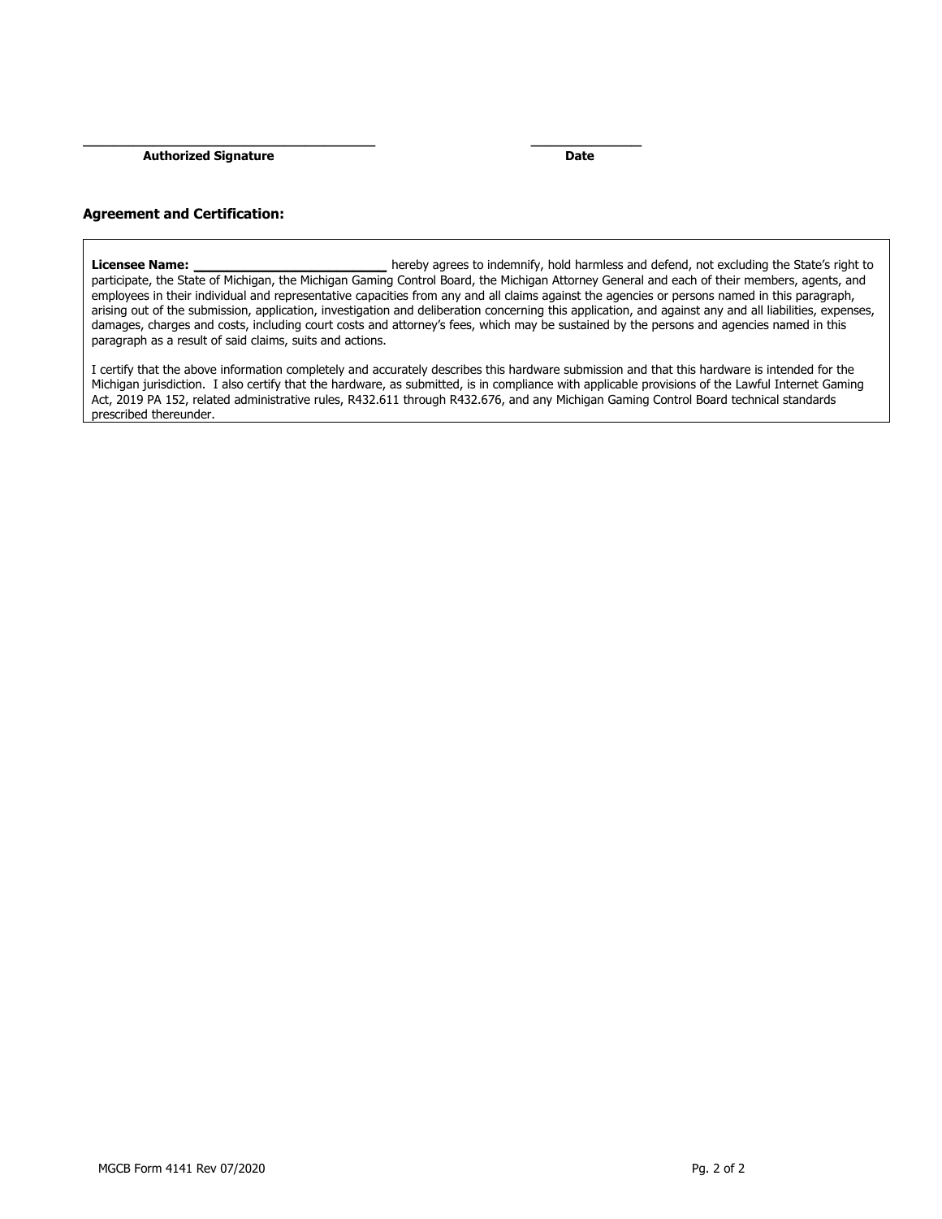\_\_\_\_\_\_\_\_\_\_\_\_\_\_\_\_\_\_\_\_\_\_\_\_\_\_\_\_\_\_\_\_\_\_\_\_\_\_ \_\_\_\_\_\_\_\_\_\_\_\_\_\_\_\_

**Authorized Signature** **Date**

### Agreement and Certification:

**Licensee Name:** \_\_\_\_\_\_\_\_\_\_\_\_\_\_\_\_\_\_\_\_\_\_\_\_\_\_ hereby agrees to indemnify, hold harmless and defend, not excluding the State's right to participate, the State of Michigan, the Michigan Gaming Control Board, the Michigan Attorney General and each of their members, agents, and employees in their individual and representative capacities from any and all claims against the agencies or persons named in this paragraph, arising out of the submission, application, investigation and deliberation concerning this application, and against any and all liabilities, expenses, damages, charges and costs, including court costs and attorney's fees, which may be sustained by the persons and agencies named in this paragraph as a result of said claims, suits and actions.

I certify that the above information completely and accurately describes this hardware submission and that this hardware is intended for the Michigan jurisdiction. I also certify that the hardware, as submitted, is in compliance with applicable provisions of the Lawful Internet Gaming Act, 2019 PA 152, related administrative rules, R432.611 through R432.676, and any Michigan Gaming Control Board technical standards prescribed thereunder.

MGCB Form 4141 Rev 07/2020